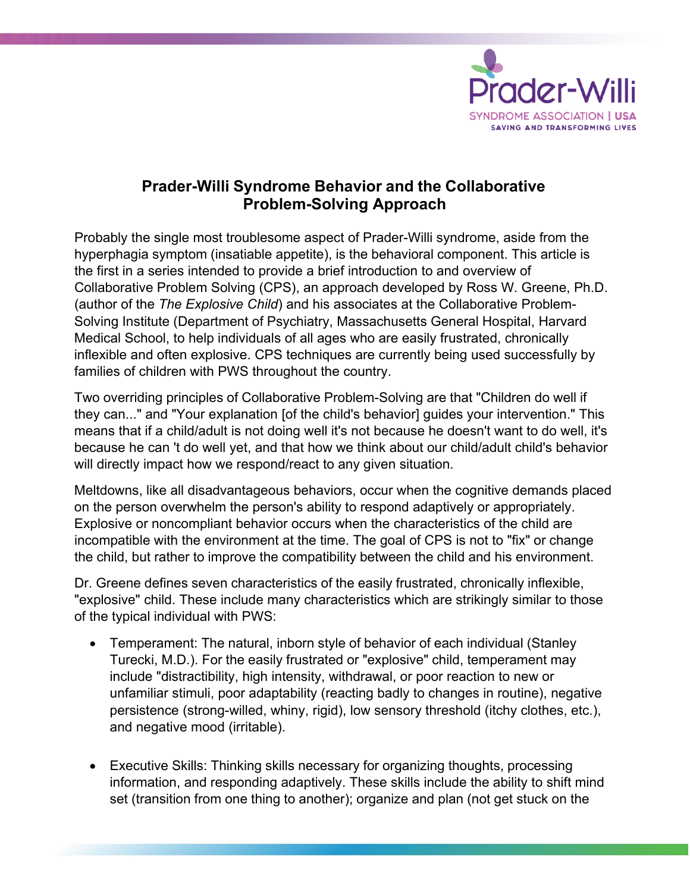# Prader-Willi Syndrome Behavior and the Collaborative Problem-Solving Approach

Probably the single most troublesome aspect of Prader-Willi syndrome, aside from the hyperphagia symptom (insatiable appetite), is the behavioral component. This article is the first in a series intended to provide a brief introduction to and overview of Collaborative Problem Solving (CPS), an approach developed by Ross W. Greene, Ph.D. (author of the *The Explosive Child*) and his associates at the Collaborative Problem-Solving Institute (Department of Psychiatry, Massachusetts General Hospital, Harvard Medical School, to help individuals of all ages who are easily frustrated, chronically inflexible and often explosive. CPS techniques are currently being used successfully by families of children with PWS throughout the country.

Two overriding principles of Collaborative Problem-Solving are that "Children do well if they can..." and "Your explanation [of the child's behavior] guides your intervention." This means that if a child/adult is not doing well it's not because he doesn't want to do well, it's because he can 't do well yet, and that how we think about our child/adult child's behavior will directly impact how we respond/react to any given situation.

Meltdowns, like all disadvantageous behaviors, occur when the cognitive demands placed on the person overwhelm the person's ability to respond adaptively or appropriately. Explosive or noncompliant behavior occurs when the characteristics of the child are incompatible with the environment at the time. The goal of CPS is not to "fix" or change the child, but rather to improve the compatibility between the child and his environment.

Dr. Greene defines seven characteristics of the easily frustrated, chronically inflexible, "explosive" child. These include many characteristics which are strikingly similar to those of the typical individual with PWS:

- Temperament: The natural, inborn style of behavior of each individual (Stanley Turecki, M.D.). For the easily frustrated or "explosive" child, temperament may include "distractibility, high intensity, withdrawal, or poor reaction to new or unfamiliar stimuli, poor adaptability (reacting badly to changes in routine), negative persistence (strong-willed, whiny, rigid), low sensory threshold (itchy clothes, etc.), and negative mood (irritable).

- Executive Skills: Thinking skills necessary for organizing thoughts, processing information, and responding adaptively. These skills include the ability to shift mind set (transition from one thing to another); organize and plan (not get stuck on the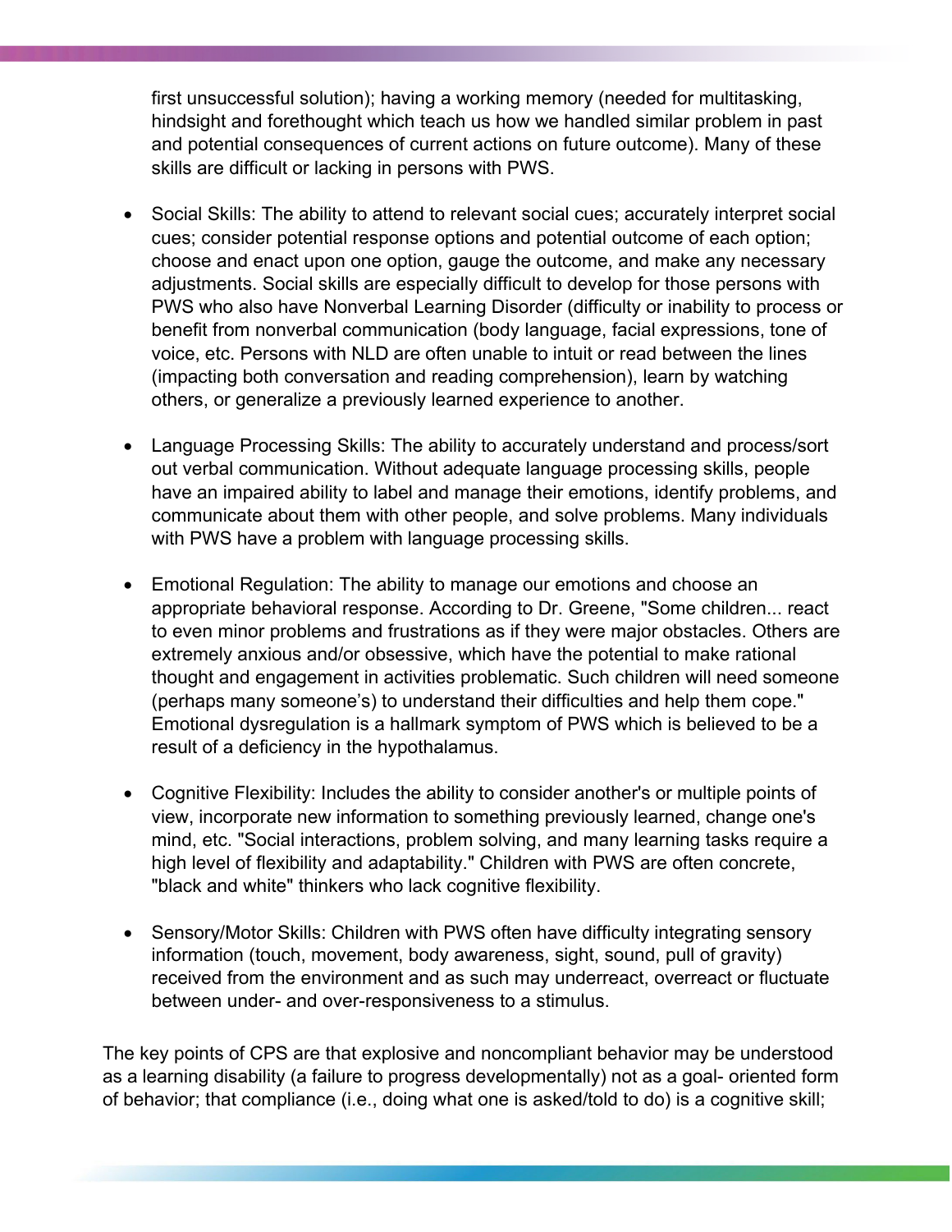first unsuccessful solution); having a working memory (needed for multitasking, hindsight and forethought which teach us how we handled similar problem in past and potential consequences of current actions on future outcome). Many of these skills are difficult or lacking in persons with PWS.

- Social Skills: The ability to attend to relevant social cues; accurately interpret social cues; consider potential response options and potential outcome of each option; choose and enact upon one option, gauge the outcome, and make any necessary adjustments. Social skills are especially difficult to develop for those persons with PWS who also have Nonverbal Learning Disorder (difficulty or inability to process or benefit from nonverbal communication (body language, facial expressions, tone of voice, etc. Persons with NLD are often unable to intuit or read between the lines (impacting both conversation and reading comprehension), learn by watching others, or generalize a previously learned experience to another.

- Language Processing Skills: The ability to accurately understand and process/sort out verbal communication. Without adequate language processing skills, people have an impaired ability to label and manage their emotions, identify problems, and communicate about them with other people, and solve problems. Many individuals with PWS have a problem with language processing skills.

- Emotional Regulation: The ability to manage our emotions and choose an appropriate behavioral response. According to Dr. Greene, "Some children... react to even minor problems and frustrations as if they were major obstacles. Others are extremely anxious and/or obsessive, which have the potential to make rational thought and engagement in activities problematic. Such children will need someone (perhaps many someone's) to understand their difficulties and help them cope." Emotional dysregulation is a hallmark symptom of PWS which is believed to be a result of a deficiency in the hypothalamus.

- Cognitive Flexibility: Includes the ability to consider another's or multiple points of view, incorporate new information to something previously learned, change one's mind, etc. "Social interactions, problem solving, and many learning tasks require a high level of flexibility and adaptability." Children with PWS are often concrete, "black and white" thinkers who lack cognitive flexibility.

- Sensory/Motor Skills: Children with PWS often have difficulty integrating sensory information (touch, movement, body awareness, sight, sound, pull of gravity) received from the environment and as such may underreact, overreact or fluctuate between under- and over-responsiveness to a stimulus.

The key points of CPS are that explosive and noncompliant behavior may be understood as a learning disability (a failure to progress developmentally) not as a goal- oriented form of behavior; that compliance (i.e., doing what one is asked/told to do) is a cognitive skill;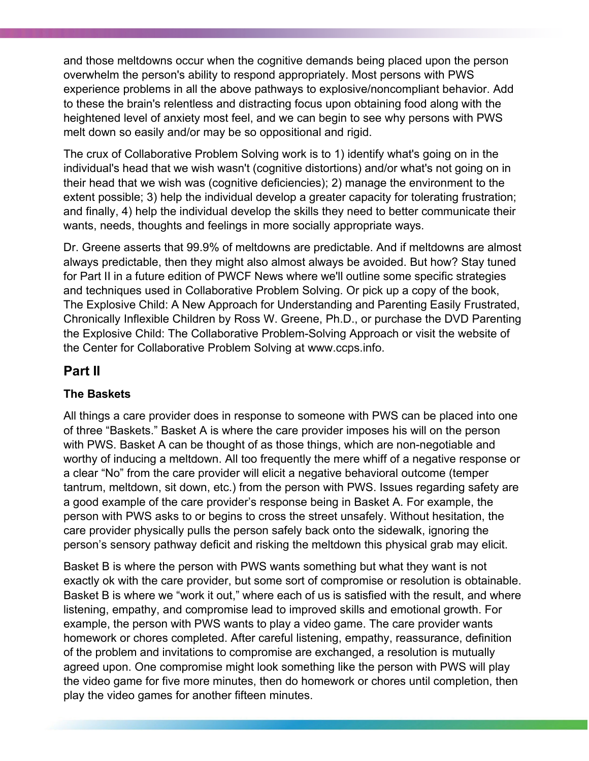and those meltdowns occur when the cognitive demands being placed upon the person overwhelm the person's ability to respond appropriately. Most persons with PWS experience problems in all the above pathways to explosive/noncompliant behavior. Add to these the brain's relentless and distracting focus upon obtaining food along with the heightened level of anxiety most feel, and we can begin to see why persons with PWS melt down so easily and/or may be so oppositional and rigid.

The crux of Collaborative Problem Solving work is to 1) identify what's going on in the individual's head that we wish wasn't (cognitive distortions) and/or what's not going on in their head that we wish was (cognitive deficiencies); 2) manage the environment to the extent possible; 3) help the individual develop a greater capacity for tolerating frustration; and finally, 4) help the individual develop the skills they need to better communicate their wants, needs, thoughts and feelings in more socially appropriate ways.

Dr. Greene asserts that 99.9% of meltdowns are predictable. And if meltdowns are almost always predictable, then they might also almost always be avoided. But how? Stay tuned for Part II in a future edition of PWCF News where we'll outline some specific strategies and techniques used in Collaborative Problem Solving. Or pick up a copy of the book, The Explosive Child: A New Approach for Understanding and Parenting Easily Frustrated, Chronically Inflexible Children by Ross W. Greene, Ph.D., or purchase the DVD Parenting the Explosive Child: The Collaborative Problem-Solving Approach or visit the website of the Center for Collaborative Problem Solving at www.ccps.info.

## Part II

### The Baskets

All things a care provider does in response to someone with PWS can be placed into one of three "Baskets." Basket A is where the care provider imposes his will on the person with PWS. Basket A can be thought of as those things, which are non-negotiable and worthy of inducing a meltdown. All too frequently the mere whiff of a negative response or a clear "No" from the care provider will elicit a negative behavioral outcome (temper tantrum, meltdown, sit down, etc.) from the person with PWS. Issues regarding safety are a good example of the care provider's response being in Basket A. For example, the person with PWS asks to or begins to cross the street unsafely. Without hesitation, the care provider physically pulls the person safely back onto the sidewalk, ignoring the person's sensory pathway deficit and risking the meltdown this physical grab may elicit.

Basket B is where the person with PWS wants something but what they want is not exactly ok with the care provider, but some sort of compromise or resolution is obtainable. Basket B is where we "work it out," where each of us is satisfied with the result, and where listening, empathy, and compromise lead to improved skills and emotional growth. For example, the person with PWS wants to play a video game. The care provider wants homework or chores completed. After careful listening, empathy, reassurance, definition of the problem and invitations to compromise are exchanged, a resolution is mutually agreed upon. One compromise might look something like the person with PWS will play the video game for five more minutes, then do homework or chores until completion, then play the video games for another fifteen minutes.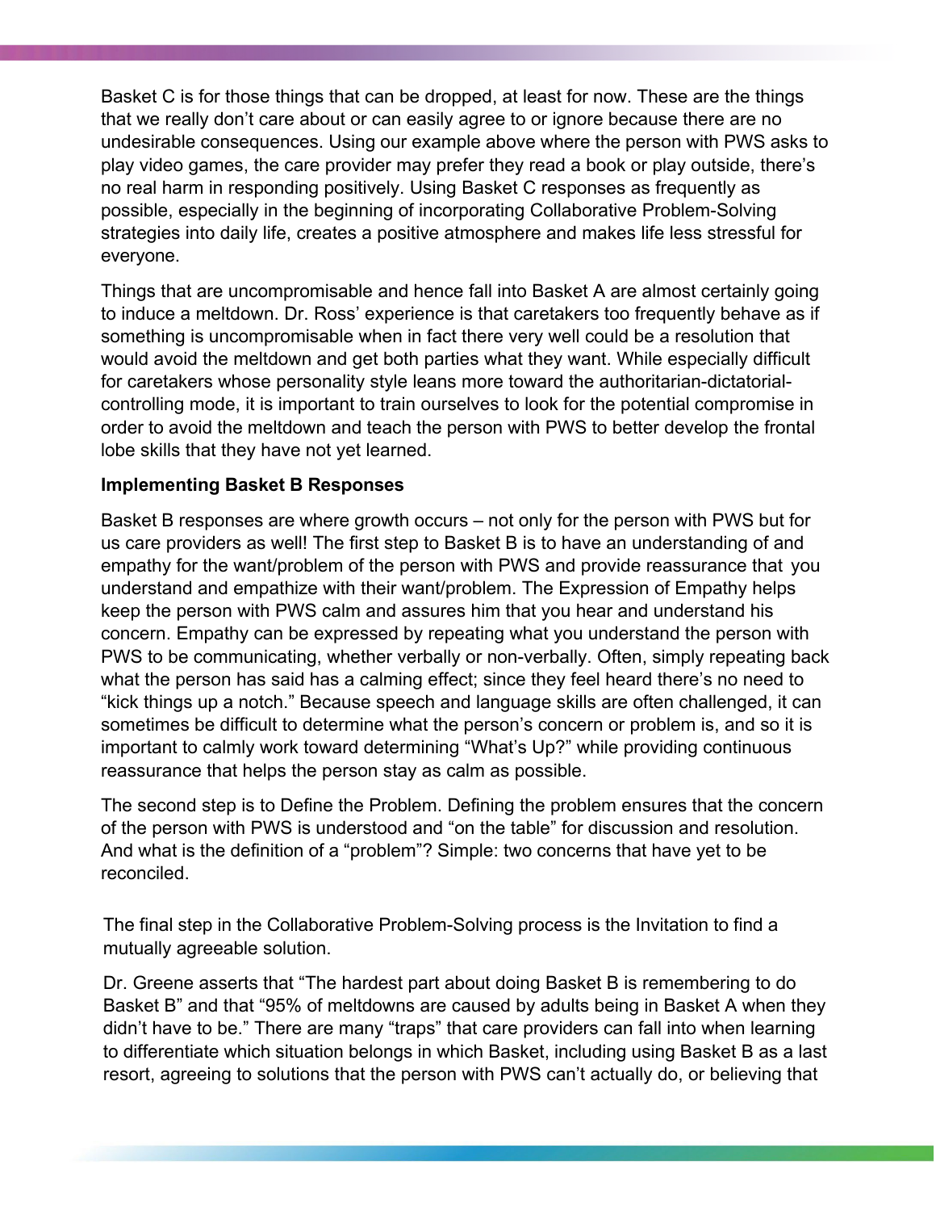Basket C is for those things that can be dropped, at least for now. These are the things that we really don't care about or can easily agree to or ignore because there are no undesirable consequences. Using our example above where the person with PWS asks to play video games, the care provider may prefer they read a book or play outside, there's no real harm in responding positively. Using Basket C responses as frequently as possible, especially in the beginning of incorporating Collaborative Problem-Solving strategies into daily life, creates a positive atmosphere and makes life less stressful for everyone.

Things that are uncompromisable and hence fall into Basket A are almost certainly going to induce a meltdown. Dr. Ross' experience is that caretakers too frequently behave as if something is uncompromisable when in fact there very well could be a resolution that would avoid the meltdown and get both parties what they want. While especially difficult for caretakers whose personality style leans more toward the authoritarian-dictatorial-controlling mode, it is important to train ourselves to look for the potential compromise in order to avoid the meltdown and teach the person with PWS to better develop the frontal lobe skills that they have not yet learned.

**Implementing Basket B Responses**

Basket B responses are where growth occurs – not only for the person with PWS but for us care providers as well! The first step to Basket B is to have an understanding of and empathy for the want/problem of the person with PWS and provide reassurance that you understand and empathize with their want/problem. The Expression of Empathy helps keep the person with PWS calm and assures him that you hear and understand his concern. Empathy can be expressed by repeating what you understand the person with PWS to be communicating, whether verbally or non-verbally. Often, simply repeating back what the person has said has a calming effect; since they feel heard there's no need to "kick things up a notch." Because speech and language skills are often challenged, it can sometimes be difficult to determine what the person's concern or problem is, and so it is important to calmly work toward determining "What's Up?" while providing continuous reassurance that helps the person stay as calm as possible.

The second step is to Define the Problem. Defining the problem ensures that the concern of the person with PWS is understood and "on the table" for discussion and resolution. And what is the definition of a "problem"? Simple: two concerns that have yet to be reconciled.

The final step in the Collaborative Problem-Solving process is the Invitation to find a mutually agreeable solution.

Dr. Greene asserts that "The hardest part about doing Basket B is remembering to do Basket B" and that "95% of meltdowns are caused by adults being in Basket A when they didn't have to be." There are many "traps" that care providers can fall into when learning to differentiate which situation belongs in which Basket, including using Basket B as a last resort, agreeing to solutions that the person with PWS can't actually do, or believing that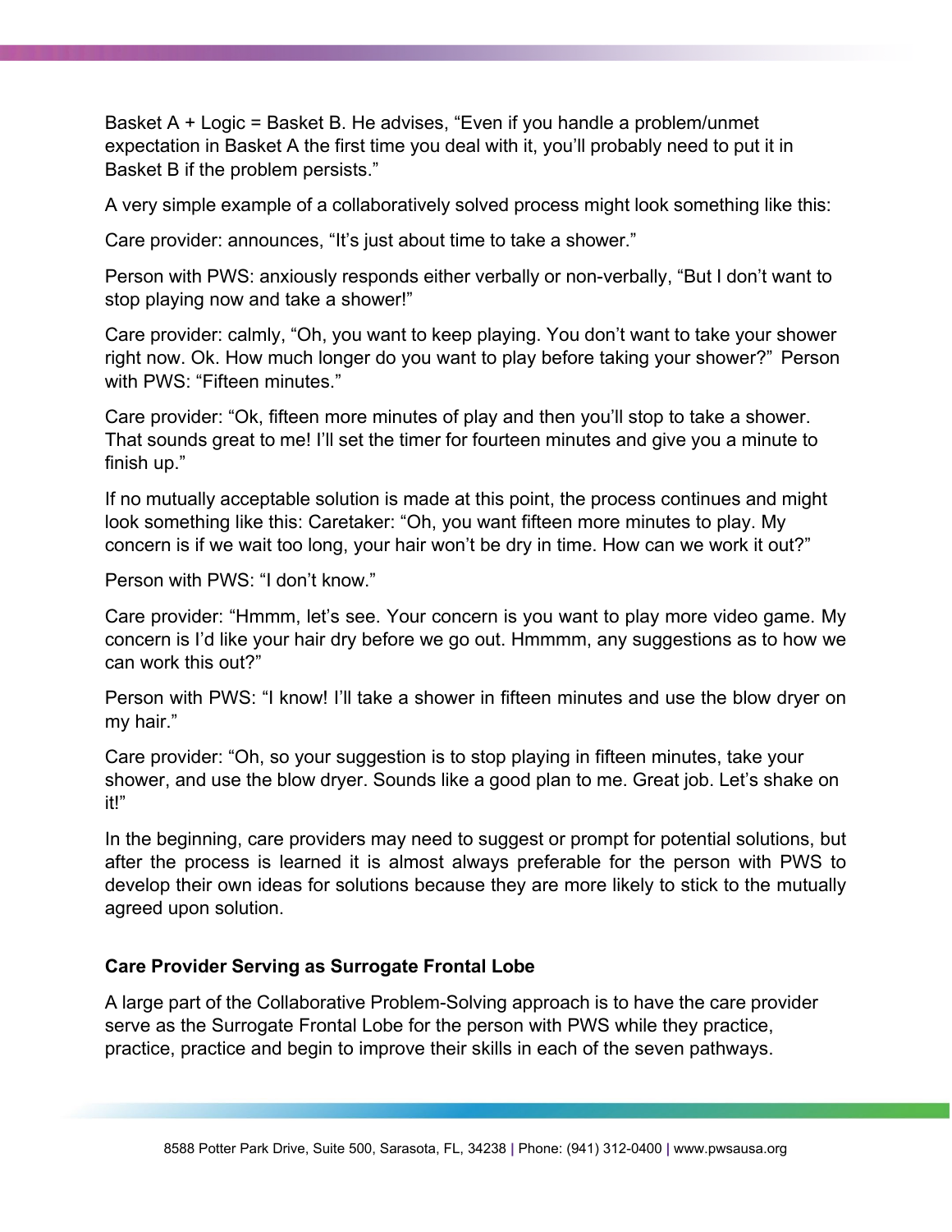Basket A + Logic = Basket B. He advises, “Even if you handle a problem/unmet expectation in Basket A the first time you deal with it, you’ll probably need to put it in Basket B if the problem persists.”

A very simple example of a collaboratively solved process might look something like this:

Care provider: announces, “It’s just about time to take a shower.”

Person with PWS: anxiously responds either verbally or non-verbally, “But I don’t want to stop playing now and take a shower!”

Care provider: calmly, “Oh, you want to keep playing. You don’t want to take your shower right now. Ok. How much longer do you want to play before taking your shower?” Person with PWS: “Fifteen minutes.”

Care provider: “Ok, fifteen more minutes of play and then you’ll stop to take a shower. That sounds great to me! I’ll set the timer for fourteen minutes and give you a minute to finish up.”

If no mutually acceptable solution is made at this point, the process continues and might look something like this: Caretaker: “Oh, you want fifteen more minutes to play. My concern is if we wait too long, your hair won’t be dry in time. How can we work it out?”

Person with PWS: “I don’t know.”

Care provider: “Hmmm, let’s see. Your concern is you want to play more video game. My concern is I’d like your hair dry before we go out. Hmmmm, any suggestions as to how we can work this out?”

Person with PWS: “I know! I’ll take a shower in fifteen minutes and use the blow dryer on my hair.”

Care provider: “Oh, so your suggestion is to stop playing in fifteen minutes, take your shower, and use the blow dryer. Sounds like a good plan to me. Great job. Let’s shake on it!”

In the beginning, care providers may need to suggest or prompt for potential solutions, but after the process is learned it is almost always preferable for the person with PWS to develop their own ideas for solutions because they are more likely to stick to the mutually agreed upon solution.

**Care Provider Serving as Surrogate Frontal Lobe**

A large part of the Collaborative Problem-Solving approach is to have the care provider serve as the Surrogate Frontal Lobe for the person with PWS while they practice, practice, practice and begin to improve their skills in each of the seven pathways.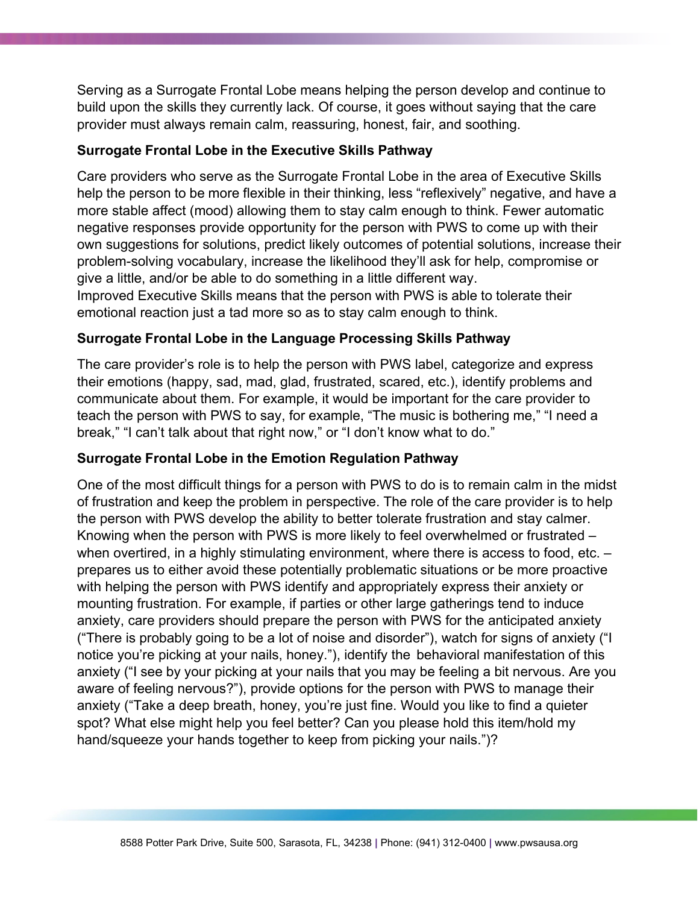Serving as a Surrogate Frontal Lobe means helping the person develop and continue to build upon the skills they currently lack. Of course, it goes without saying that the care provider must always remain calm, reassuring, honest, fair, and soothing.

**Surrogate Frontal Lobe in the Executive Skills Pathway**

Care providers who serve as the Surrogate Frontal Lobe in the area of Executive Skills help the person to be more flexible in their thinking, less "reflexively" negative, and have a more stable affect (mood) allowing them to stay calm enough to think. Fewer automatic negative responses provide opportunity for the person with PWS to come up with their own suggestions for solutions, predict likely outcomes of potential solutions, increase their problem-solving vocabulary, increase the likelihood they'll ask for help, compromise or give a little, and/or be able to do something in a little different way.
Improved Executive Skills means that the person with PWS is able to tolerate their emotional reaction just a tad more so as to stay calm enough to think.

**Surrogate Frontal Lobe in the Language Processing Skills Pathway**

The care provider's role is to help the person with PWS label, categorize and express their emotions (happy, sad, mad, glad, frustrated, scared, etc.), identify problems and communicate about them. For example, it would be important for the care provider to teach the person with PWS to say, for example, "The music is bothering me," "I need a break," "I can't talk about that right now," or "I don't know what to do."

**Surrogate Frontal Lobe in the Emotion Regulation Pathway**

One of the most difficult things for a person with PWS to do is to remain calm in the midst of frustration and keep the problem in perspective. The role of the care provider is to help the person with PWS develop the ability to better tolerate frustration and stay calmer. Knowing when the person with PWS is more likely to feel overwhelmed or frustrated – when overtired, in a highly stimulating environment, where there is access to food, etc. – prepares us to either avoid these potentially problematic situations or be more proactive with helping the person with PWS identify and appropriately express their anxiety or mounting frustration. For example, if parties or other large gatherings tend to induce anxiety, care providers should prepare the person with PWS for the anticipated anxiety ("There is probably going to be a lot of noise and disorder"), watch for signs of anxiety ("I notice you're picking at your nails, honey."), identify the behavioral manifestation of this anxiety ("I see by your picking at your nails that you may be feeling a bit nervous. Are you aware of feeling nervous?"), provide options for the person with PWS to manage their anxiety ("Take a deep breath, honey, you're just fine. Would you like to find a quieter spot? What else might help you feel better? Can you please hold this item/hold my hand/squeeze your hands together to keep from picking your nails.")?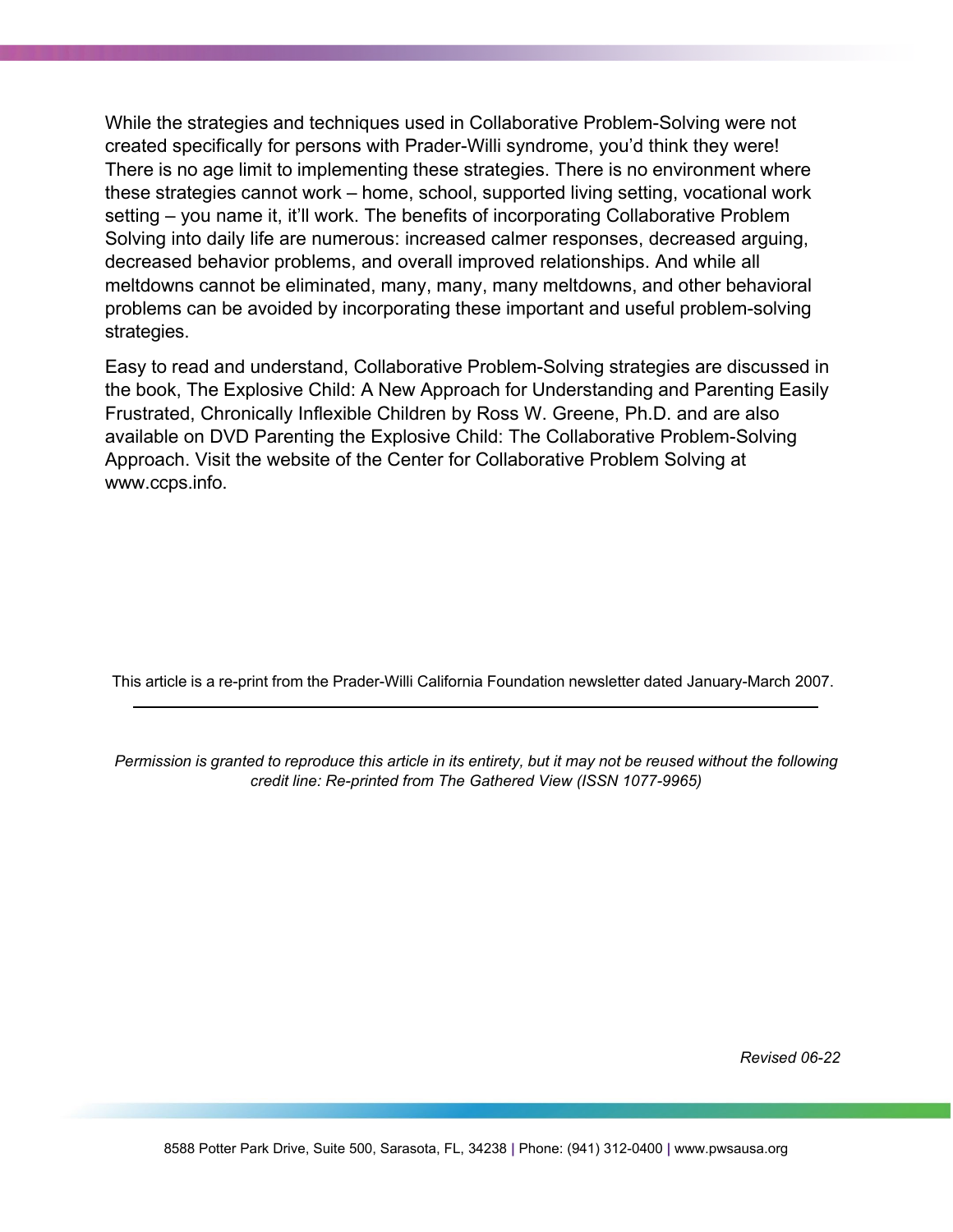While the strategies and techniques used in Collaborative Problem-Solving were not created specifically for persons with Prader-Willi syndrome, you'd think they were! There is no age limit to implementing these strategies. There is no environment where these strategies cannot work – home, school, supported living setting, vocational work setting – you name it, it'll work. The benefits of incorporating Collaborative Problem Solving into daily life are numerous: increased calmer responses, decreased arguing, decreased behavior problems, and overall improved relationships. And while all meltdowns cannot be eliminated, many, many, many meltdowns, and other behavioral problems can be avoided by incorporating these important and useful problem-solving strategies.

Easy to read and understand, Collaborative Problem-Solving strategies are discussed in the book, The Explosive Child: A New Approach for Understanding and Parenting Easily Frustrated, Chronically Inflexible Children by Ross W. Greene, Ph.D. and are also available on DVD Parenting the Explosive Child: The Collaborative Problem-Solving Approach. Visit the website of the Center for Collaborative Problem Solving at www.ccps.info.

This article is a re-print from the Prader-Willi California Foundation newsletter dated January-March 2007.

---

*Permission is granted to reproduce this article in its entirety, but it may not be reused without the following credit line: Re-printed from The Gathered View (ISSN 1077-9965)*

*Revised 06-22*

8588 Potter Park Drive, Suite 500, Sarasota, FL, 34238 | Phone: (941) 312-0400 | www.pwsausa.org